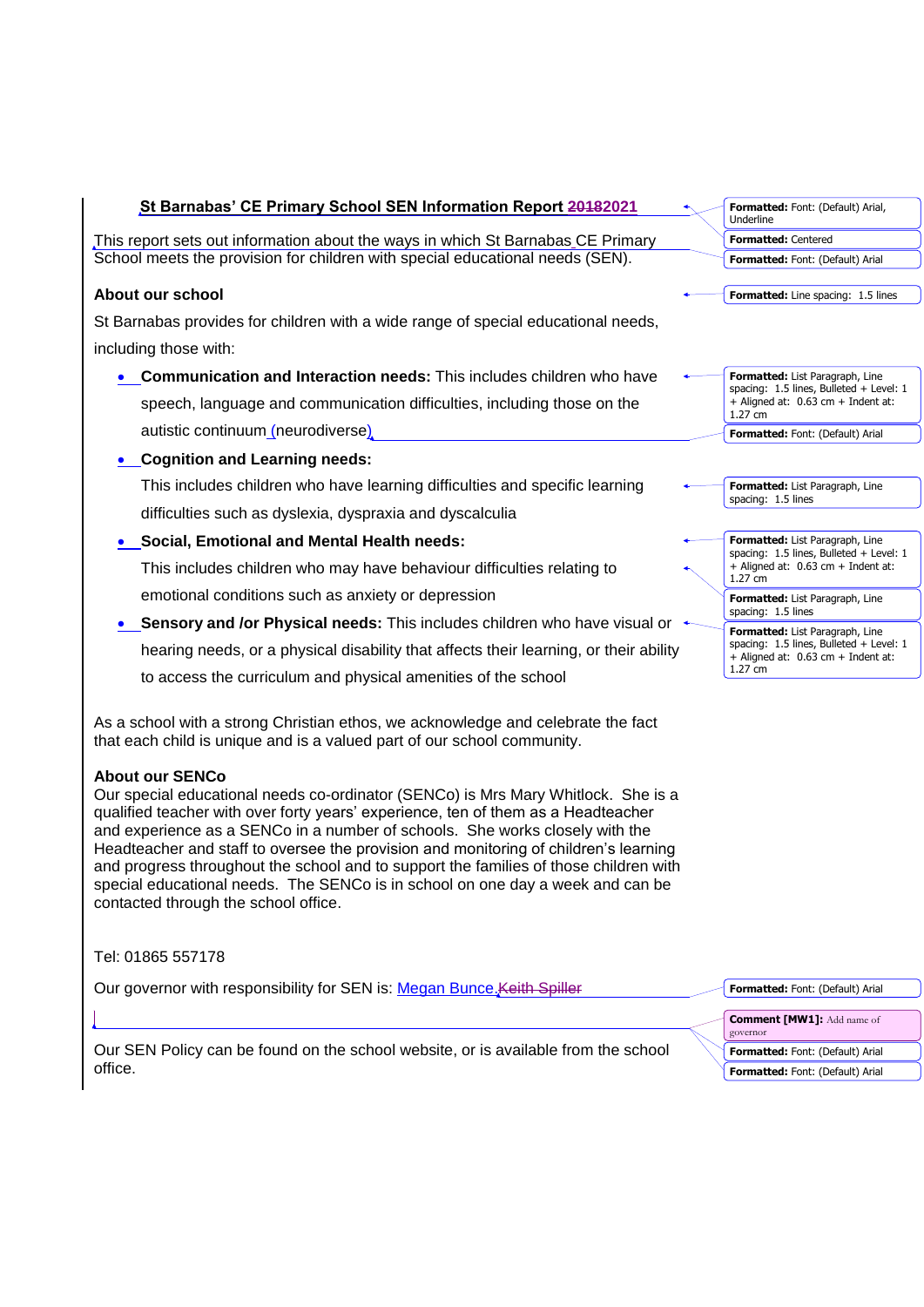**St Barnabas' CE Primary School SEN Information Report 2021**

This report sets out information about the ways in which St Barnabas CE Primary School meets the provision for children with special educational needs (SEN).

**About our school**

St Barnabas provides for children with a wide range of special educational needs, including those with:

- **Communication and Interaction needs:** This includes children who have speech, language and communication difficulties, including those on the autistic continuum (neurodiverse)
- **Cognition and Learning needs:**
  This includes children who have learning difficulties and specific learning difficulties such as dyslexia, dyspraxia and dyscalculia
- **Social, Emotional and Mental Health needs:**
  This includes children who may have behaviour difficulties relating to emotional conditions such as anxiety or depression
- **Sensory and /or Physical needs:** This includes children who have visual or hearing needs, or a physical disability that affects their learning, or their ability to access the curriculum and physical amenities of the school

As a school with a strong Christian ethos, we acknowledge and celebrate the fact that each child is unique and is a valued part of our school community.

**About our SENCo**
Our special educational needs co-ordinator (SENCo) is Mrs Mary Whitlock. She is a qualified teacher with over forty years' experience, ten of them as a Headteacher and experience as a SENCo in a number of schools. She works closely with the Headteacher and staff to oversee the provision and monitoring of children's learning and progress throughout the school and to support the families of those children with special educational needs. The SENCo is in school on one day a week and can be contacted through the school office.

Tel: 01865 557178

Our governor with responsibility for SEN is: Megan Bunce.

Our SEN Policy can be found on the school website, or is available from the school office.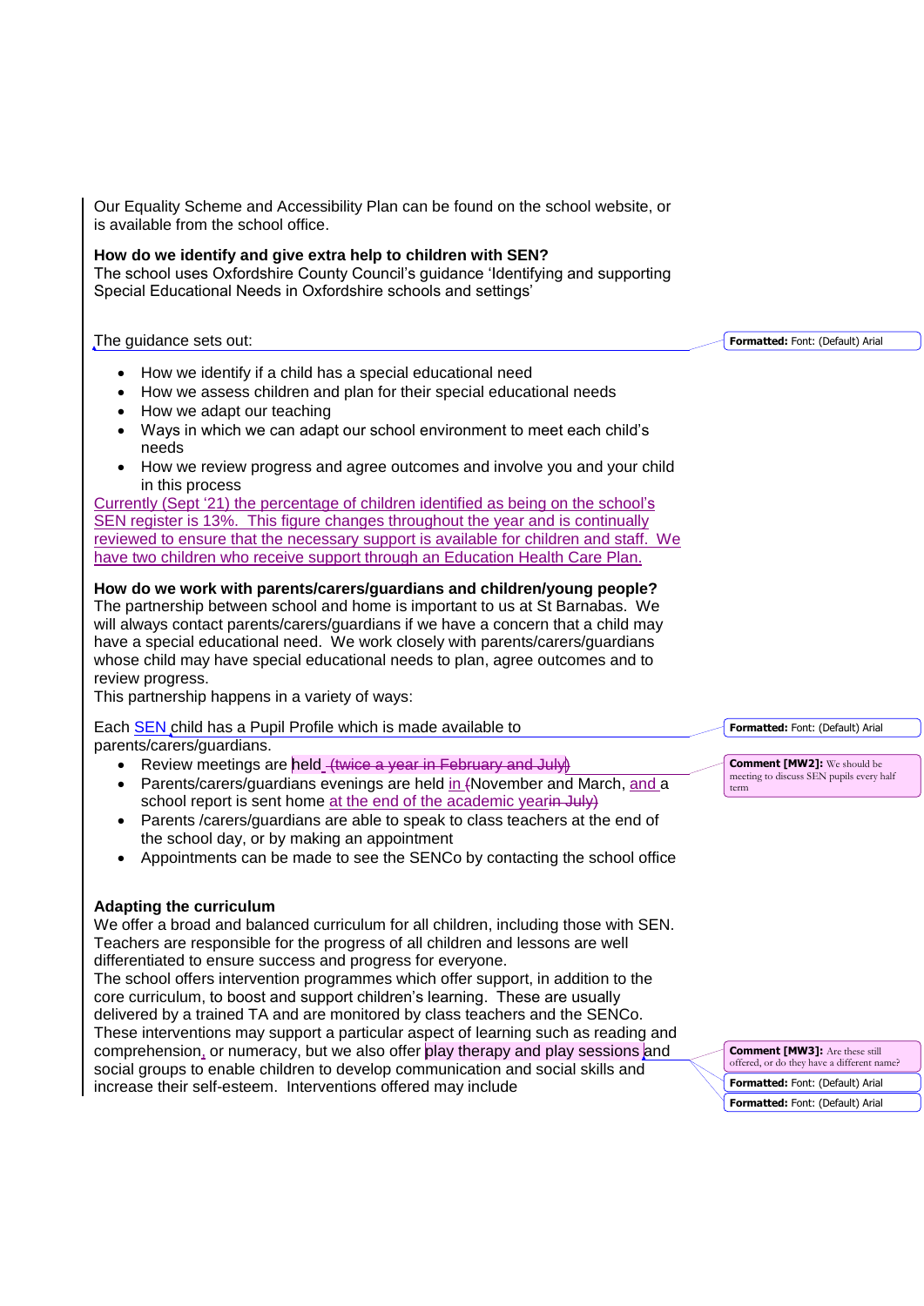Our Equality Scheme and Accessibility Plan can be found on the school website, or is available from the school office.

**How do we identify and give extra help to children with SEN?**
The school uses Oxfordshire County Council's guidance 'Identifying and supporting Special Educational Needs in Oxfordshire schools and settings'

The guidance sets out:

- How we identify if a child has a special educational need
- How we assess children and plan for their special educational needs
- How we adapt our teaching
- Ways in which we can adapt our school environment to meet each child's needs
- How we review progress and agree outcomes and involve you and your child in this process

Currently (Sept '21) the percentage of children identified as being on the school's SEN register is 13%. This figure changes throughout the year and is continually reviewed to ensure that the necessary support is available for children and staff. We have two children who receive support through an Education Health Care Plan.

**How do we work with parents/carers/guardians and children/young people?**
The partnership between school and home is important to us at St Barnabas. We will always contact parents/carers/guardians if we have a concern that a child may have a special educational need. We work closely with parents/carers/guardians whose child may have special educational needs to plan, agree outcomes and to review progress.
This partnership happens in a variety of ways:

Each SEN child has a Pupil Profile which is made available to parents/carers/guardians.

- Review meetings are held
- Parents/carers/guardians evenings are held in November and March, and a school report is sent home at the end of the academic year
- Parents /carers/guardians are able to speak to class teachers at the end of the school day, or by making an appointment
- Appointments can be made to see the SENCo by contacting the school office

**Adapting the curriculum**
We offer a broad and balanced curriculum for all children, including those with SEN. Teachers are responsible for the progress of all children and lessons are well differentiated to ensure success and progress for everyone.
The school offers intervention programmes which offer support, in addition to the core curriculum, to boost and support children's learning. These are usually delivered by a trained TA and are monitored by class teachers and the SENCo. These interventions may support a particular aspect of learning such as reading and comprehension, or numeracy, but we also offer play therapy and play sessions and social groups to enable children to develop communication and social skills and increase their self-esteem. Interventions offered may include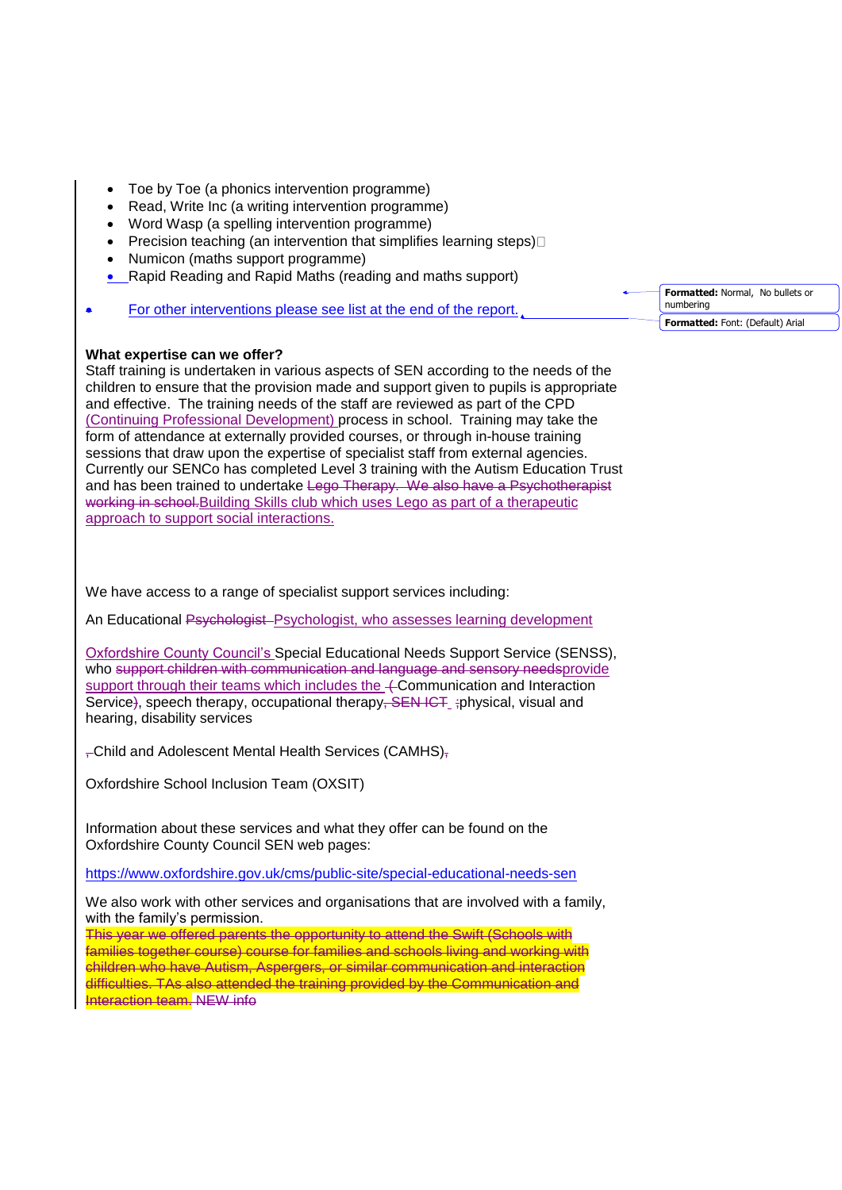- Toe by Toe (a phonics intervention programme)
- Read, Write Inc (a writing intervention programme)
- Word Wasp (a spelling intervention programme)
- Precision teaching (an intervention that simplifies learning steps)
- Numicon (maths support programme)
- Rapid Reading and Rapid Maths (reading and maths support)

For other interventions please see list at the end of the report.

**What expertise can we offer?**

Staff training is undertaken in various aspects of SEN according to the needs of the children to ensure that the provision made and support given to pupils is appropriate and effective. The training needs of the staff are reviewed as part of the CPD (Continuing Professional Development) process in school. Training may take the form of attendance at externally provided courses, or through in-house training sessions that draw upon the expertise of specialist staff from external agencies. Currently our SENCo has completed Level 3 training with the Autism Education Trust and has been trained to undertake ~~Lego Therapy. We also have a Psychotherapist working in school.~~Building Skills club which uses Lego as part of a therapeutic approach to support social interactions.

We have access to a range of specialist support services including:

An Educational ~~Psychologist~~ Psychologist, who assesses learning development

Oxfordshire County Council's Special Educational Needs Support Service (SENSS), who ~~support children with communication and language and sensory needs~~provide support through their teams which includes the ~~(~~Communication and Interaction Service~~)~~, speech therapy, occupational therapy~~, SEN ICT~~ ~~;~~physical, visual and hearing, disability services

~~,~~Child and Adolescent Mental Health Services (CAMHS)~~,~~

Oxfordshire School Inclusion Team (OXSIT)

Information about these services and what they offer can be found on the Oxfordshire County Council SEN web pages:

https://www.oxfordshire.gov.uk/cms/public-site/special-educational-needs-sen

We also work with other services and organisations that are involved with a family, with the family's permission.
~~This year we offered parents the opportunity to attend the Swift (Schools with families together course) course for families and schools living and working with children who have Autism, Aspergers, or similar communication and interaction difficulties. TAs also attended the training provided by the Communication and Interaction team. NEW info~~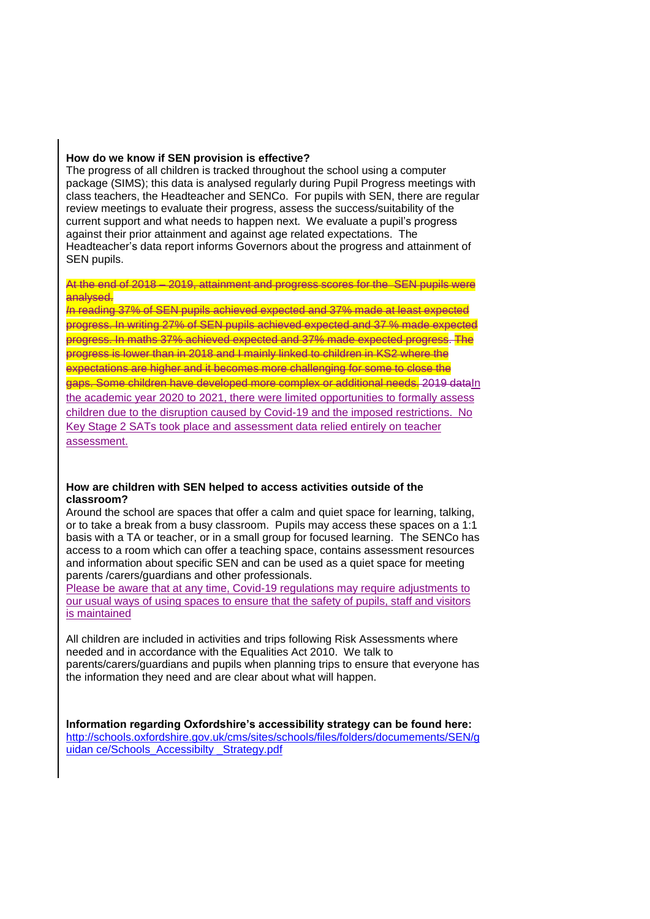**How do we know if SEN provision is effective?**

The progress of all children is tracked throughout the school using a computer package (SIMS); this data is analysed regularly during Pupil Progress meetings with class teachers, the Headteacher and SENCo. For pupils with SEN, there are regular review meetings to evaluate their progress, assess the success/suitability of the current support and what needs to happen next. We evaluate a pupil's progress against their prior attainment and against age related expectations. The Headteacher's data report informs Governors about the progress and attainment of SEN pupils.

~~At the end of 2018 – 2019, attainment and progress scores for the SEN pupils were analysed.~~

~~In reading 37% of SEN pupils achieved expected and 37% made at least expected progress. In writing 27% of SEN pupils achieved expected and 37 % made expected progress. In maths 37% achieved expected and 37% made expected progress. The progress is lower than in 2018 and I mainly linked to children in KS2 where the expectations are higher and it becomes more challenging for some to close the gaps. Some children have developed more complex or additional needs. 2019 data~~In the academic year 2020 to 2021, there were limited opportunities to formally assess children due to the disruption caused by Covid-19 and the imposed restrictions. No Key Stage 2 SATs took place and assessment data relied entirely on teacher assessment.

**How are children with SEN helped to access activities outside of the classroom?**

Around the school are spaces that offer a calm and quiet space for learning, talking, or to take a break from a busy classroom. Pupils may access these spaces on a 1:1 basis with a TA or teacher, or in a small group for focused learning. The SENCo has access to a room which can offer a teaching space, contains assessment resources and information about specific SEN and can be used as a quiet space for meeting parents /carers/guardians and other professionals.

Please be aware that at any time, Covid-19 regulations may require adjustments to our usual ways of using spaces to ensure that the safety of pupils, staff and visitors is maintained

All children are included in activities and trips following Risk Assessments where needed and in accordance with the Equalities Act 2010. We talk to parents/carers/guardians and pupils when planning trips to ensure that everyone has the information they need and are clear about what will happen.

**Information regarding Oxfordshire's accessibility strategy can be found here:**
http://schools.oxfordshire.gov.uk/cms/sites/schools/files/folders/documements/SEN/guidan ce/Schools_Accessibilty _Strategy.pdf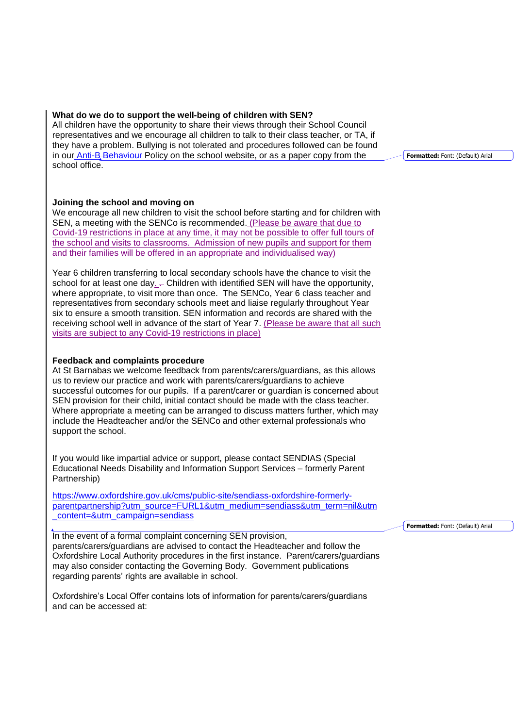**What do we do to support the well-being of children with SEN?**
All children have the opportunity to share their views through their School Council representatives and we encourage all children to talk to their class teacher, or TA, if they have a problem. Bullying is not tolerated and procedures followed can be found in our Anti-B Policy on the school website, or as a paper copy from the school office.

**Joining the school and moving on**
We encourage all new children to visit the school before starting and for children with SEN, a meeting with the SENCo is recommended. (Please be aware that due to Covid-19 restrictions in place at any time, it may not be possible to offer full tours of the school and visits to classrooms. Admission of new pupils and support for them and their families will be offered in an appropriate and individualised way)

Year 6 children transferring to local secondary schools have the chance to visit the school for at least one day. Children with identified SEN will have the opportunity, where appropriate, to visit more than once. The SENCo, Year 6 class teacher and representatives from secondary schools meet and liaise regularly throughout Year six to ensure a smooth transition. SEN information and records are shared with the receiving school well in advance of the start of Year 7. (Please be aware that all such visits are subject to any Covid-19 restrictions in place)

**Feedback and complaints procedure**
At St Barnabas we welcome feedback from parents/carers/guardians, as this allows us to review our practice and work with parents/carers/guardians to achieve successful outcomes for our pupils. If a parent/carer or guardian is concerned about SEN provision for their child, initial contact should be made with the class teacher. Where appropriate a meeting can be arranged to discuss matters further, which may include the Headteacher and/or the SENCo and other external professionals who support the school.

If you would like impartial advice or support, please contact SENDIAS (Special Educational Needs Disability and Information Support Services – formerly Parent Partnership)

https://www.oxfordshire.gov.uk/cms/public-site/sendiass-oxfordshire-formerly-parentpartnership?utm_source=FURL1&utm_medium=sendiass&utm_term=nil&utm_content=&utm_campaign=sendiass

In the event of a formal complaint concerning SEN provision, parents/carers/guardians are advised to contact the Headteacher and follow the Oxfordshire Local Authority procedures in the first instance. Parent/carers/guardians may also consider contacting the Governing Body. Government publications regarding parents' rights are available in school.

Oxfordshire's Local Offer contains lots of information for parents/carers/guardians and can be accessed at: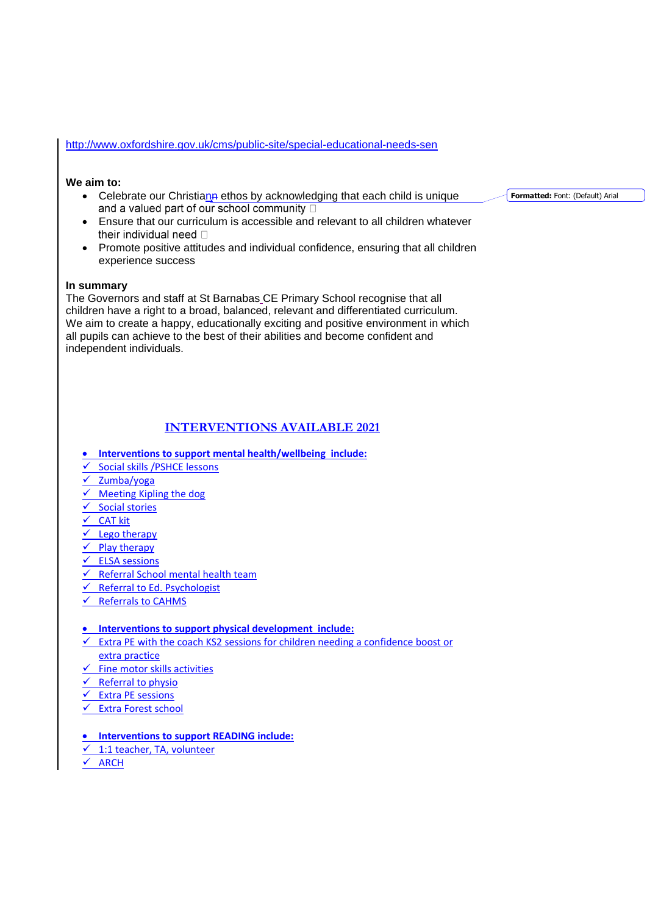http://www.oxfordshire.gov.uk/cms/public-site/special-educational-needs-sen

**We aim to:**

- Celebrate our Christian ethos by acknowledging that each child is unique and a valued part of our school community
- Ensure that our curriculum is accessible and relevant to all children whatever their individual need
- Promote positive attitudes and individual confidence, ensuring that all children experience success

**In summary**

The Governors and staff at St Barnabas CE Primary School recognise that all children have a right to a broad, balanced, relevant and differentiated curriculum. We aim to create a happy, educationally exciting and positive environment in which all pupils can achieve to the best of their abilities and become confident and independent individuals.

## INTERVENTIONS AVAILABLE 2021

- **Interventions to support mental health/wellbeing include:**
  - ✓ Social skills /PSHCE lessons
  - ✓ Zumba/yoga
  - ✓ Meeting Kipling the dog
  - ✓ Social stories
  - ✓ CAT kit
  - ✓ Lego therapy
  - ✓ Play therapy
  - ✓ ELSA sessions
  - ✓ Referral School mental health team
  - ✓ Referral to Ed. Psychologist
  - ✓ Referrals to CAHMS

- **Interventions to support physical development include:**
  - ✓ Extra PE with the coach KS2 sessions for children needing a confidence boost or extra practice
  - ✓ Fine motor skills activities
  - ✓ Referral to physio
  - ✓ Extra PE sessions
  - ✓ Extra Forest school

- **Interventions to support READING include:**
  - ✓ 1:1 teacher, TA, volunteer
  - ✓ ARCH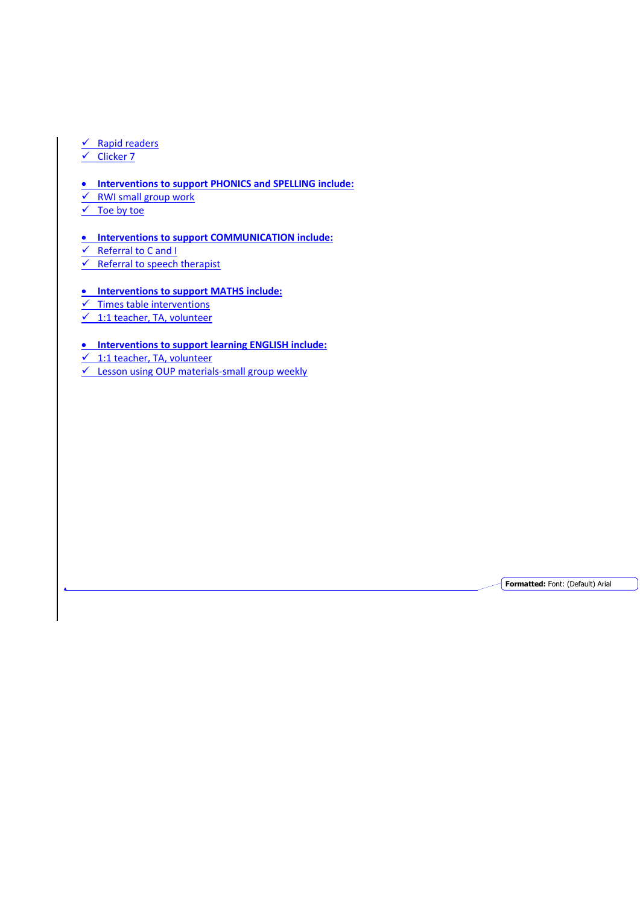- ✓ Rapid readers
- ✓ Clicker 7

- **Interventions to support PHONICS and SPELLING include:**
- ✓ RWI small group work
- ✓ Toe by toe

- **Interventions to support COMMUNICATION include:**
- ✓ Referral to C and I
- ✓ Referral to speech therapist

- **Interventions to support MATHS include:**
- ✓ Times table interventions
- ✓ 1:1 teacher, TA, volunteer

- **Interventions to support learning ENGLISH include:**
- ✓ 1:1 teacher, TA, volunteer
- ✓ Lesson using OUP materials-small group weekly